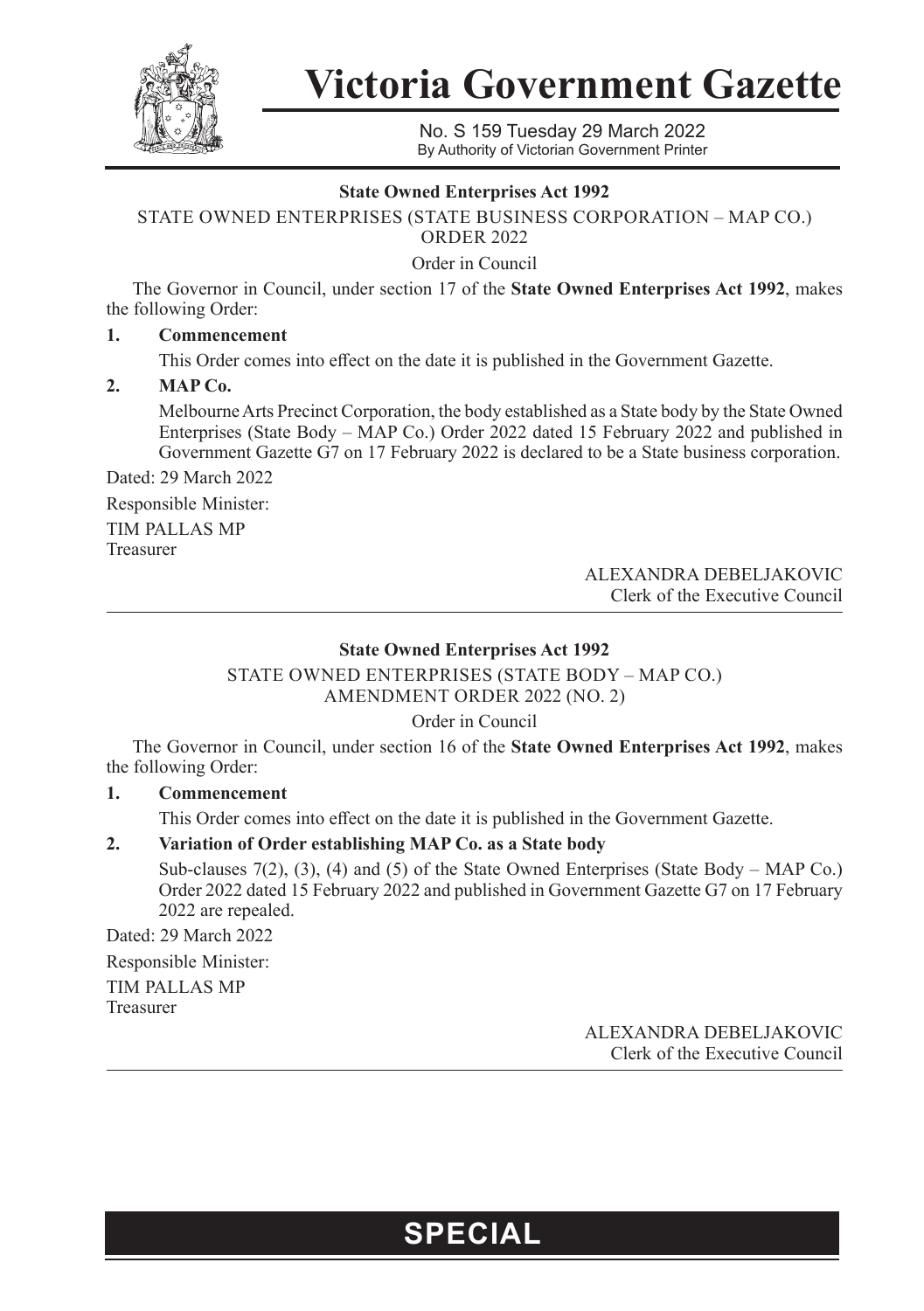# Victoria Government Gazette

No. S 159 Tuesday 29 March 2022
By Authority of Victorian Government Printer

**State Owned Enterprises Act 1992**

STATE OWNED ENTERPRISES (STATE BUSINESS CORPORATION – MAP CO.) ORDER 2022

Order in Council

The Governor in Council, under section 17 of the **State Owned Enterprises Act 1992**, makes the following Order:

**1. Commencement**

This Order comes into effect on the date it is published in the Government Gazette.

**2. MAP Co.**

Melbourne Arts Precinct Corporation, the body established as a State body by the State Owned Enterprises (State Body – MAP Co.) Order 2022 dated 15 February 2022 and published in Government Gazette G7 on 17 February 2022 is declared to be a State business corporation.

Dated: 29 March 2022

Responsible Minister:

TIM PALLAS MP
Treasurer

ALEXANDRA DEBELJAKOVIC
Clerk of the Executive Council

---

**State Owned Enterprises Act 1992**

STATE OWNED ENTERPRISES (STATE BODY – MAP CO.) AMENDMENT ORDER 2022 (NO. 2)

Order in Council

The Governor in Council, under section 16 of the **State Owned Enterprises Act 1992**, makes the following Order:

**1. Commencement**

This Order comes into effect on the date it is published in the Government Gazette.

**2. Variation of Order establishing MAP Co. as a State body**

Sub-clauses 7(2), (3), (4) and (5) of the State Owned Enterprises (State Body – MAP Co.) Order 2022 dated 15 February 2022 and published in Government Gazette G7 on 17 February 2022 are repealed.

Dated: 29 March 2022

Responsible Minister:

TIM PALLAS MP
Treasurer

ALEXANDRA DEBELJAKOVIC
Clerk of the Executive Council

**SPECIAL**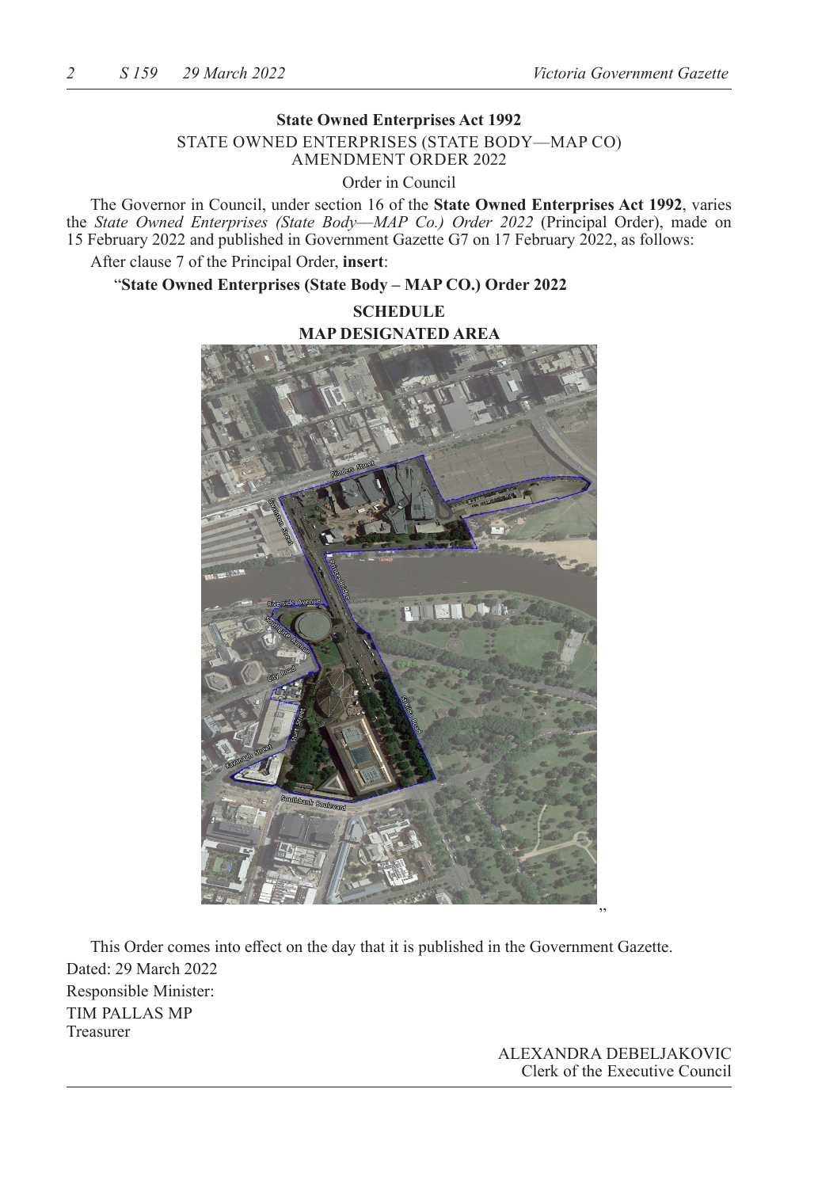**State Owned Enterprises Act 1992**

STATE OWNED ENTERPRISES (STATE BODY—MAP CO) AMENDMENT ORDER 2022

Order in Council

The Governor in Council, under section 16 of the **State Owned Enterprises Act 1992**, varies the *State Owned Enterprises (State Body—MAP Co.) Order 2022* (Principal Order), made on 15 February 2022 and published in Government Gazette G7 on 17 February 2022, as follows:

After clause 7 of the Principal Order, **insert**:

"**State Owned Enterprises (State Body – MAP CO.) Order 2022**

**SCHEDULE**

**MAP DESIGNATED AREA**

"

This Order comes into effect on the day that it is published in the Government Gazette.

Dated: 29 March 2022

Responsible Minister:

TIM PALLAS MP
Treasurer

ALEXANDRA DEBELJAKOVIC
Clerk of the Executive Council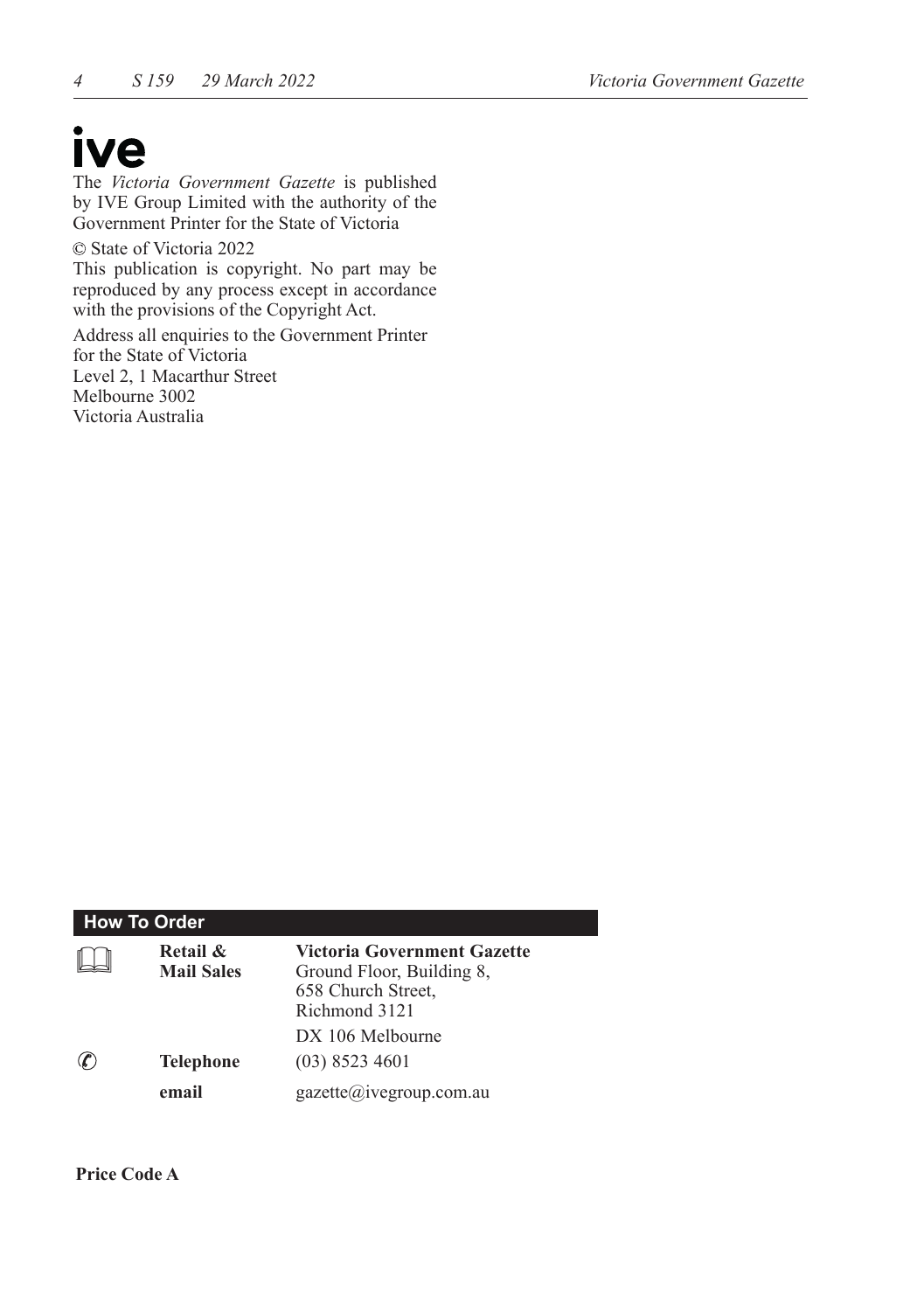ive

The *Victoria Government Gazette* is published by IVE Group Limited with the authority of the Government Printer for the State of Victoria

© State of Victoria 2022

This publication is copyright. No part may be reproduced by any process except in accordance with the provisions of the Copyright Act.

Address all enquiries to the Government Printer for the State of Victoria
Level 2, 1 Macarthur Street
Melbourne 3002
Victoria Australia

## How To Order

| | | |
|---|---|---|
| | **Retail & Mail Sales** | **Victoria Government Gazette** Ground Floor, Building 8, 658 Church Street, Richmond 3121 |
| | | DX 106 Melbourne |
| | **Telephone** | (03) 8523 4601 |
| | **email** | gazette@ivegroup.com.au |

**Price Code A**